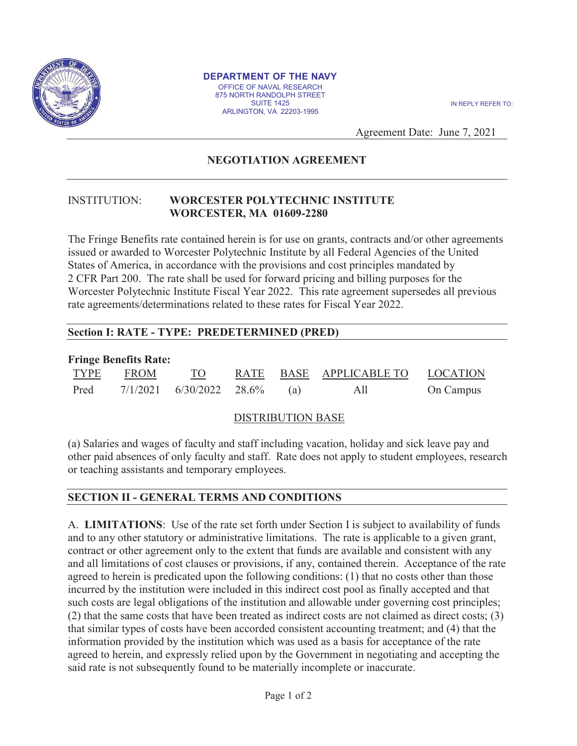**DEPARTMENT OF THE NAVY**
OFFICE OF NAVAL RESEARCH
875 NORTH RANDOLPH STREET
SUITE 1425
ARLINGTON, VA 22203-1995

IN REPLY REFER TO:

Agreement Date: June 7, 2021

## NEGOTIATION AGREEMENT

INSTITUTION: **WORCESTER POLYTECHNIC INSTITUTE**
**WORCESTER, MA 01609-2280**

The Fringe Benefits rate contained herein is for use on grants, contracts and/or other agreements issued or awarded to Worcester Polytechnic Institute by all Federal Agencies of the United States of America, in accordance with the provisions and cost principles mandated by 2 CFR Part 200. The rate shall be used for forward pricing and billing purposes for the Worcester Polytechnic Institute Fiscal Year 2022. This rate agreement supersedes all previous rate agreements/determinations related to these rates for Fiscal Year 2022.

### Section I: RATE - TYPE: PREDETERMINED (PRED)

**Fringe Benefits Rate:**

| TYPE | FROM | TO | RATE | BASE | APPLICABLE TO | LOCATION |
|---|---|---|---|---|---|---|
| Pred | 7/1/2021 | 6/30/2022 | 28.6% | (a) | All | On Campus |

DISTRIBUTION BASE

(a) Salaries and wages of faculty and staff including vacation, holiday and sick leave pay and other paid absences of only faculty and staff. Rate does not apply to student employees, research or teaching assistants and temporary employees.

### SECTION II - GENERAL TERMS AND CONDITIONS

A. **LIMITATIONS**: Use of the rate set forth under Section I is subject to availability of funds and to any other statutory or administrative limitations. The rate is applicable to a given grant, contract or other agreement only to the extent that funds are available and consistent with any and all limitations of cost clauses or provisions, if any, contained therein. Acceptance of the rate agreed to herein is predicated upon the following conditions: (1) that no costs other than those incurred by the institution were included in this indirect cost pool as finally accepted and that such costs are legal obligations of the institution and allowable under governing cost principles; (2) that the same costs that have been treated as indirect costs are not claimed as direct costs; (3) that similar types of costs have been accorded consistent accounting treatment; and (4) that the information provided by the institution which was used as a basis for acceptance of the rate agreed to herein, and expressly relied upon by the Government in negotiating and accepting the said rate is not subsequently found to be materially incomplete or inaccurate.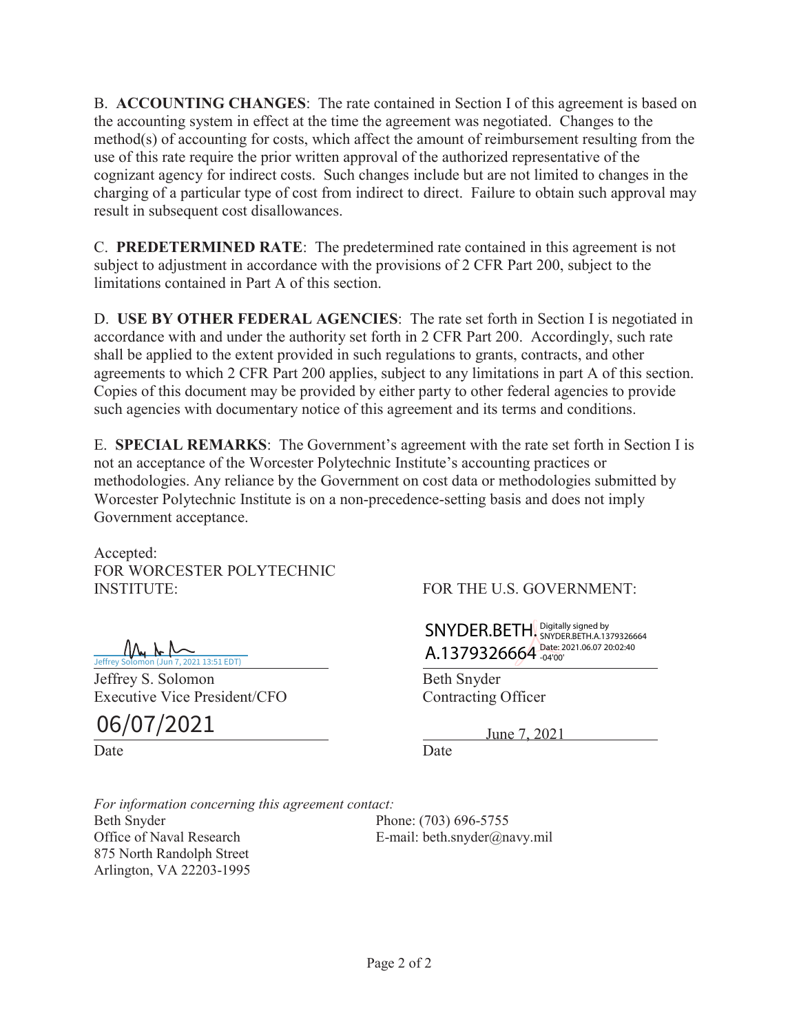B. **ACCOUNTING CHANGES**: The rate contained in Section I of this agreement is based on the accounting system in effect at the time the agreement was negotiated. Changes to the method(s) of accounting for costs, which affect the amount of reimbursement resulting from the use of this rate require the prior written approval of the authorized representative of the cognizant agency for indirect costs. Such changes include but are not limited to changes in the charging of a particular type of cost from indirect to direct. Failure to obtain such approval may result in subsequent cost disallowances.

C. **PREDETERMINED RATE**: The predetermined rate contained in this agreement is not subject to adjustment in accordance with the provisions of 2 CFR Part 200, subject to the limitations contained in Part A of this section.

D. **USE BY OTHER FEDERAL AGENCIES**: The rate set forth in Section I is negotiated in accordance with and under the authority set forth in 2 CFR Part 200. Accordingly, such rate shall be applied to the extent provided in such regulations to grants, contracts, and other agreements to which 2 CFR Part 200 applies, subject to any limitations in part A of this section. Copies of this document may be provided by either party to other federal agencies to provide such agencies with documentary notice of this agreement and its terms and conditions.

E. **SPECIAL REMARKS**: The Government's agreement with the rate set forth in Section I is not an acceptance of the Worcester Polytechnic Institute's accounting practices or methodologies. Any reliance by the Government on cost data or methodologies submitted by Worcester Polytechnic Institute is on a non-precedence-setting basis and does not imply Government acceptance.

Accepted:

| FOR WORCESTER POLYTECHNIC INSTITUTE: | FOR THE U.S. GOVERNMENT: |
|---|---|
| Jeffrey Solomon (Jun 7, 2021 13:51 EDT) | SNYDER.BETH.A.1379326664 Digitally signed by SNYDER.BETH.A.1379326664 Date: 2021.06.07 20:02:40 -04'00' |
| Jeffrey S. Solomon<br>Executive Vice President/CFO | Beth Snyder<br>Contracting Officer |
| 06/07/2021 | June 7, 2021 |
| Date | Date |

*For information concerning this agreement contact:*

Beth Snyder
Office of Naval Research
875 North Randolph Street
Arlington, VA 22203-1995

Phone: (703) 696-5755
E-mail: beth.snyder@navy.mil